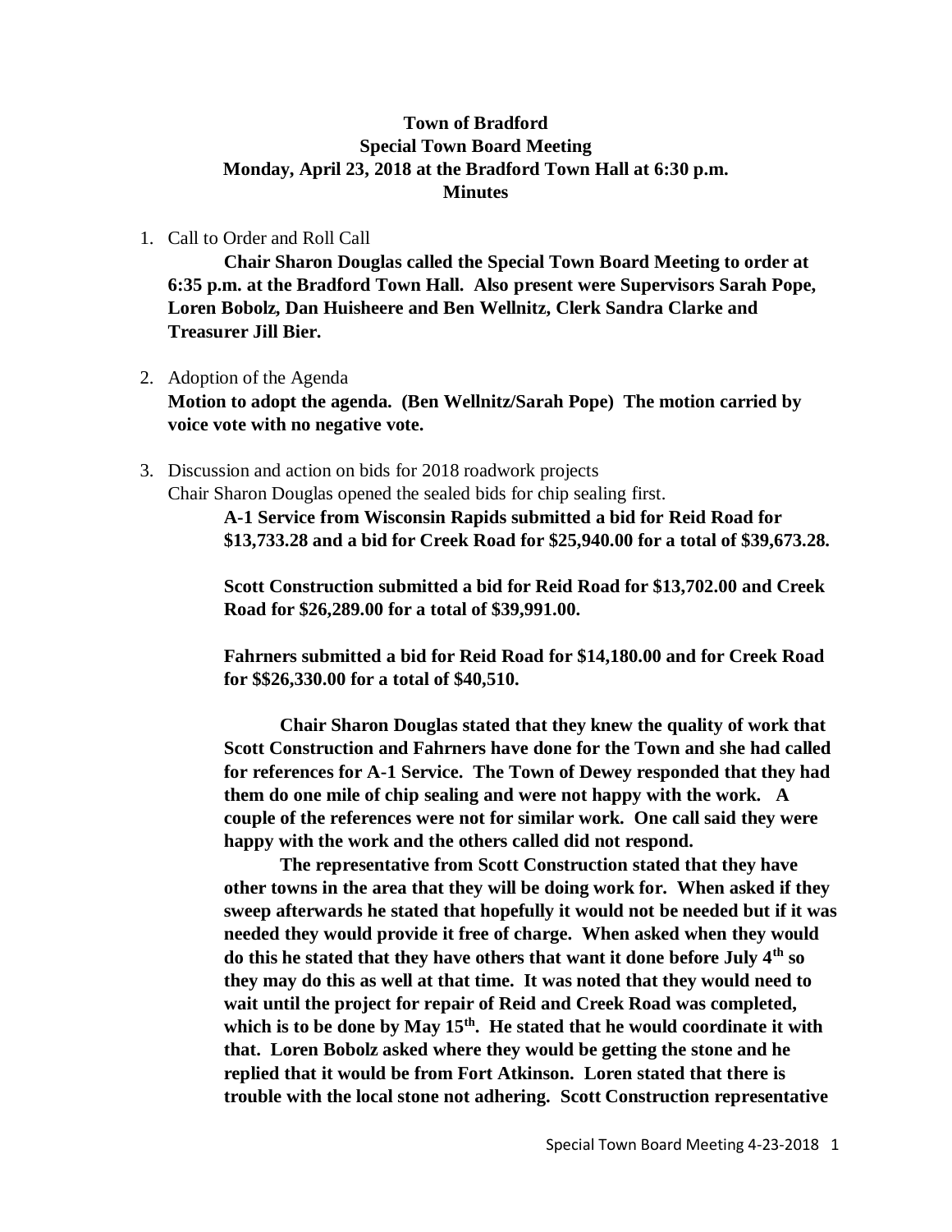**Town of Bradford**
**Special Town Board Meeting**
**Monday, April 23, 2018 at the Bradford Town Hall at 6:30 p.m.**
**Minutes**

1. Call to Order and Roll Call

   **Chair Sharon Douglas called the Special Town Board Meeting to order at 6:35 p.m. at the Bradford Town Hall. Also present were Supervisors Sarah Pope, Loren Bobolz, Dan Huisheere and Ben Wellnitz, Clerk Sandra Clarke and Treasurer Jill Bier.**

2. Adoption of the Agenda

   **Motion to adopt the agenda. (Ben Wellnitz/Sarah Pope) The motion carried by voice vote with no negative vote.**

3. Discussion and action on bids for 2018 roadwork projects

   Chair Sharon Douglas opened the sealed bids for chip sealing first.

   **A-1 Service from Wisconsin Rapids submitted a bid for Reid Road for $13,733.28 and a bid for Creek Road for $25,940.00 for a total of $39,673.28.**

   **Scott Construction submitted a bid for Reid Road for $13,702.00 and Creek Road for $26,289.00 for a total of $39,991.00.**

   **Fahrners submitted a bid for Reid Road for $14,180.00 and for Creek Road for $$26,330.00 for a total of $40,510.**

   **Chair Sharon Douglas stated that they knew the quality of work that Scott Construction and Fahrners have done for the Town and she had called for references for A-1 Service. The Town of Dewey responded that they had them do one mile of chip sealing and were not happy with the work. A couple of the references were not for similar work. One call said they were happy with the work and the others called did not respond.**

   **The representative from Scott Construction stated that they have other towns in the area that they will be doing work for. When asked if they sweep afterwards he stated that hopefully it would not be needed but if it was needed they would provide it free of charge. When asked when they would do this he stated that they have others that want it done before July 4th so they may do this as well at that time. It was noted that they would need to wait until the project for repair of Reid and Creek Road was completed, which is to be done by May 15th. He stated that he would coordinate it with that. Loren Bobolz asked where they would be getting the stone and he replied that it would be from Fort Atkinson. Loren stated that there is trouble with the local stone not adhering. Scott Construction representative**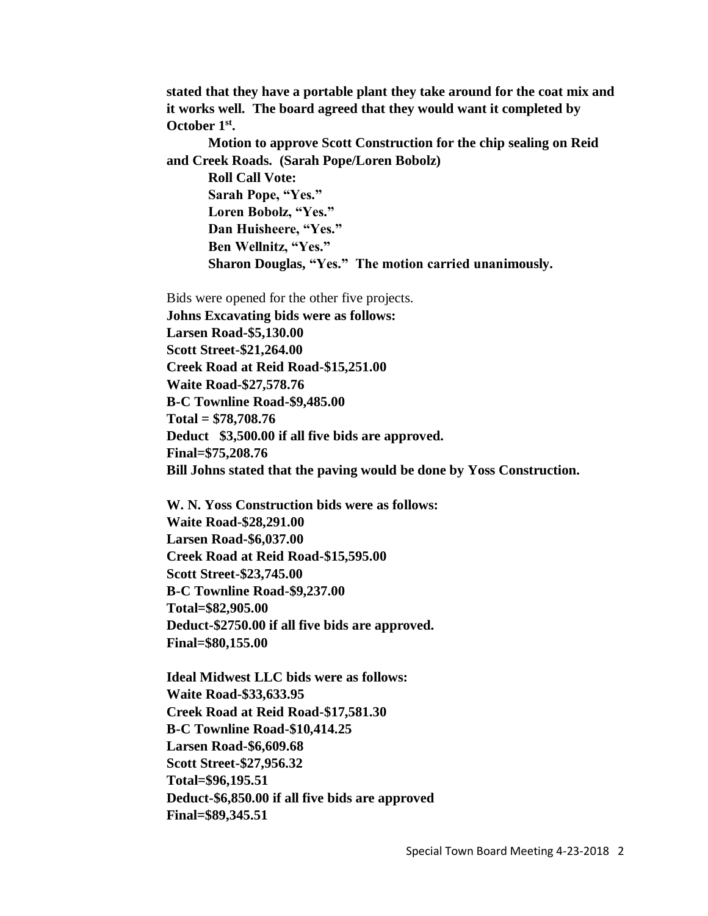**stated that they have a portable plant they take around for the coat mix and it works well. The board agreed that they would want it completed by October 1st.**

**Motion to approve Scott Construction for the chip sealing on Reid and Creek Roads. (Sarah Pope/Loren Bobolz)**

**Roll Call Vote:**
**Sarah Pope, "Yes."**
**Loren Bobolz, "Yes."**
**Dan Huisheere, "Yes."**
**Ben Wellnitz, "Yes."**
**Sharon Douglas, "Yes." The motion carried unanimously.**

Bids were opened for the other five projects.

**Johns Excavating bids were as follows:**
**Larsen Road-$5,130.00**
**Scott Street-$21,264.00**
**Creek Road at Reid Road-$15,251.00**
**Waite Road-$27,578.76**
**B-C Townline Road-$9,485.00**
**Total = $78,708.76**
**Deduct $3,500.00 if all five bids are approved.**
**Final=$75,208.76**
**Bill Johns stated that the paving would be done by Yoss Construction.**

**W. N. Yoss Construction bids were as follows:**
**Waite Road-$28,291.00**
**Larsen Road-$6,037.00**
**Creek Road at Reid Road-$15,595.00**
**Scott Street-$23,745.00**
**B-C Townline Road-$9,237.00**
**Total=$82,905.00**
**Deduct-$2750.00 if all five bids are approved.**
**Final=$80,155.00**

**Ideal Midwest LLC bids were as follows:**
**Waite Road-$33,633.95**
**Creek Road at Reid Road-$17,581.30**
**B-C Townline Road-$10,414.25**
**Larsen Road-$6,609.68**
**Scott Street-$27,956.32**
**Total=$96,195.51**
**Deduct-$6,850.00 if all five bids are approved**
**Final=$89,345.51**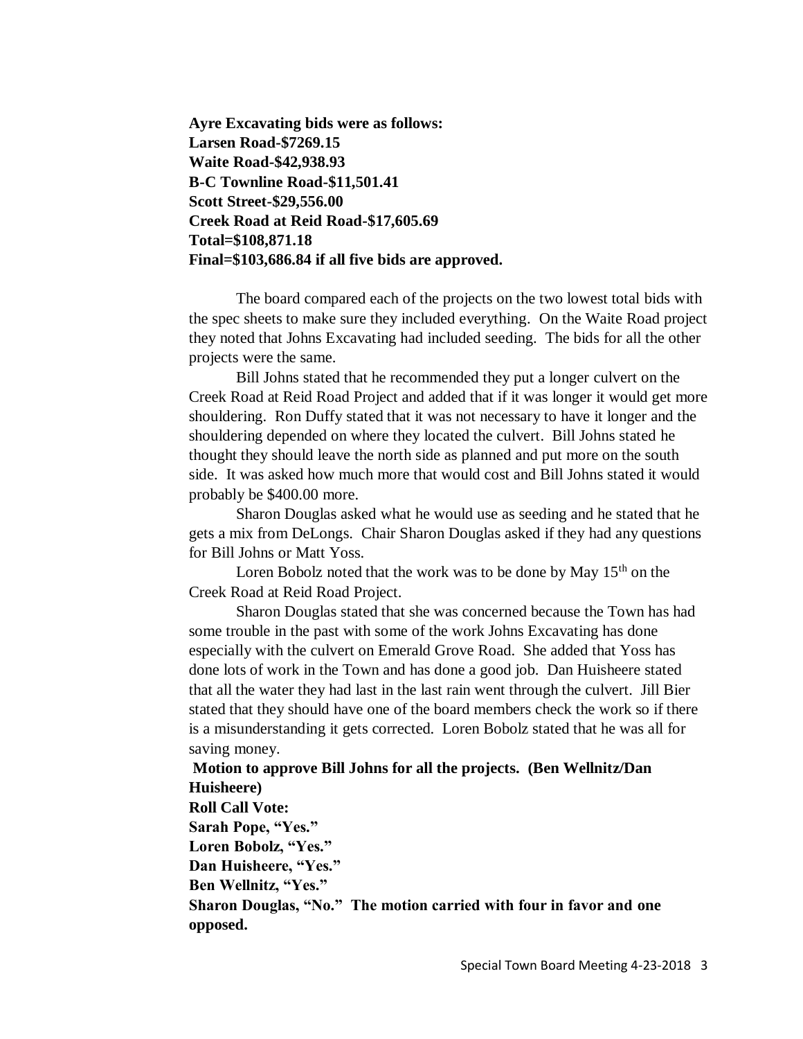**Ayre Excavating bids were as follows:**
**Larsen Road-$7269.15**
**Waite Road-$42,938.93**
**B-C Townline Road-$11,501.41**
**Scott Street-$29,556.00**
**Creek Road at Reid Road-$17,605.69**
**Total=$108,871.18**
**Final=$103,686.84 if all five bids are approved.**

The board compared each of the projects on the two lowest total bids with the spec sheets to make sure they included everything. On the Waite Road project they noted that Johns Excavating had included seeding. The bids for all the other projects were the same.

Bill Johns stated that he recommended they put a longer culvert on the Creek Road at Reid Road Project and added that if it was longer it would get more shouldering. Ron Duffy stated that it was not necessary to have it longer and the shouldering depended on where they located the culvert. Bill Johns stated he thought they should leave the north side as planned and put more on the south side. It was asked how much more that would cost and Bill Johns stated it would probably be $400.00 more.

Sharon Douglas asked what he would use as seeding and he stated that he gets a mix from DeLongs. Chair Sharon Douglas asked if they had any questions for Bill Johns or Matt Yoss.

Loren Bobolz noted that the work was to be done by May 15th on the Creek Road at Reid Road Project.

Sharon Douglas stated that she was concerned because the Town has had some trouble in the past with some of the work Johns Excavating has done especially with the culvert on Emerald Grove Road. She added that Yoss has done lots of work in the Town and has done a good job. Dan Huisheere stated that all the water they had last in the last rain went through the culvert. Jill Bier stated that they should have one of the board members check the work so if there is a misunderstanding it gets corrected. Loren Bobolz stated that he was all for saving money.

**Motion to approve Bill Johns for all the projects. (Ben Wellnitz/Dan Huisheere)**
**Roll Call Vote:**
**Sarah Pope, "Yes."**
**Loren Bobolz, "Yes."**
**Dan Huisheere, "Yes."**
**Ben Wellnitz, "Yes."**
**Sharon Douglas, "No." The motion carried with four in favor and one opposed.**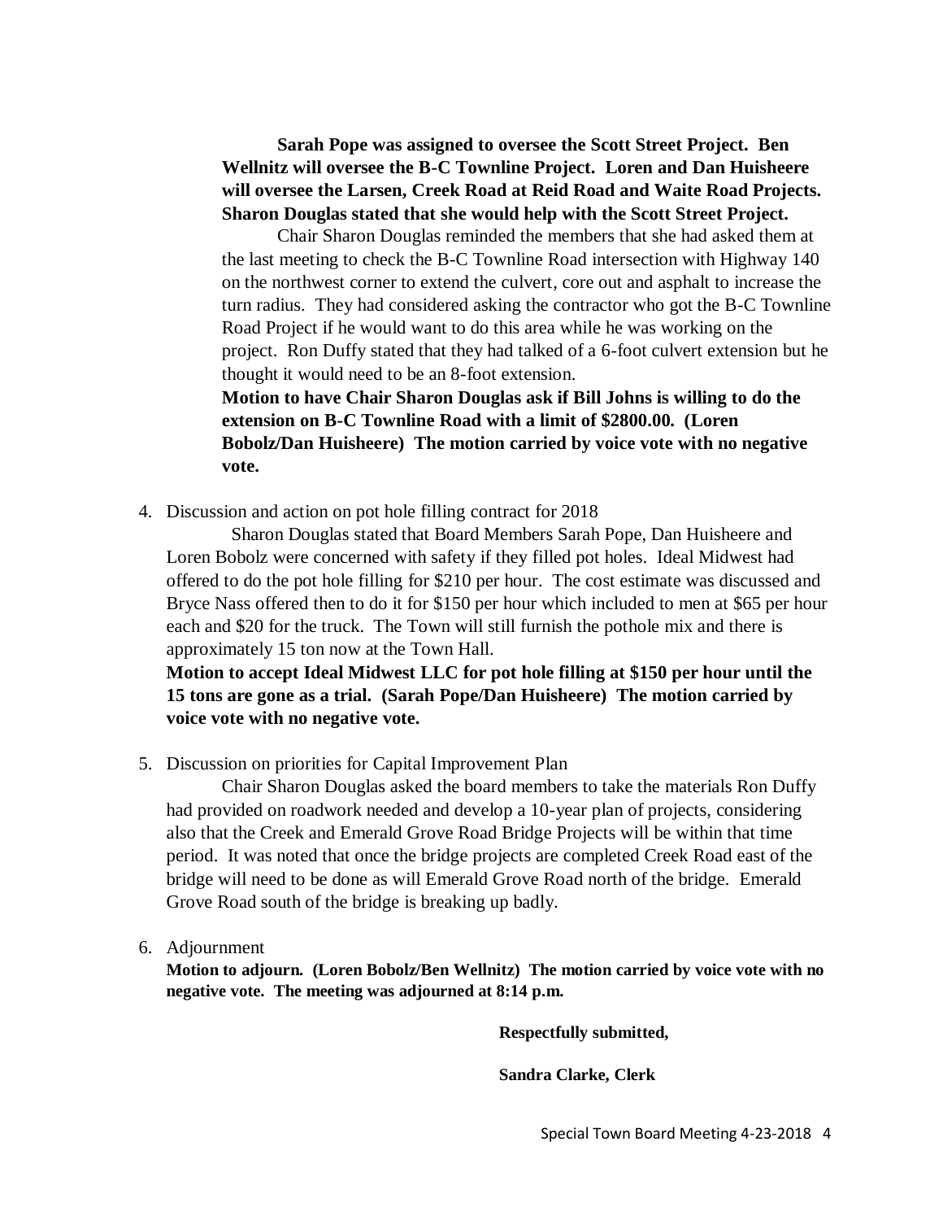**Sarah Pope was assigned to oversee the Scott Street Project. Ben Wellnitz will oversee the B-C Townline Project. Loren and Dan Huisheere will oversee the Larsen, Creek Road at Reid Road and Waite Road Projects. Sharon Douglas stated that she would help with the Scott Street Project.**

Chair Sharon Douglas reminded the members that she had asked them at the last meeting to check the B-C Townline Road intersection with Highway 140 on the northwest corner to extend the culvert, core out and asphalt to increase the turn radius. They had considered asking the contractor who got the B-C Townline Road Project if he would want to do this area while he was working on the project. Ron Duffy stated that they had talked of a 6-foot culvert extension but he thought it would need to be an 8-foot extension.

**Motion to have Chair Sharon Douglas ask if Bill Johns is willing to do the extension on B-C Townline Road with a limit of $2800.00. (Loren Bobolz/Dan Huisheere) The motion carried by voice vote with no negative vote.**

4. Discussion and action on pot hole filling contract for 2018

Sharon Douglas stated that Board Members Sarah Pope, Dan Huisheere and Loren Bobolz were concerned with safety if they filled pot holes. Ideal Midwest had offered to do the pot hole filling for $210 per hour. The cost estimate was discussed and Bryce Nass offered then to do it for $150 per hour which included to men at $65 per hour each and $20 for the truck. The Town will still furnish the pothole mix and there is approximately 15 ton now at the Town Hall.

**Motion to accept Ideal Midwest LLC for pot hole filling at $150 per hour until the 15 tons are gone as a trial. (Sarah Pope/Dan Huisheere) The motion carried by voice vote with no negative vote.**

5. Discussion on priorities for Capital Improvement Plan

Chair Sharon Douglas asked the board members to take the materials Ron Duffy had provided on roadwork needed and develop a 10-year plan of projects, considering also that the Creek and Emerald Grove Road Bridge Projects will be within that time period. It was noted that once the bridge projects are completed Creek Road east of the bridge will need to be done as will Emerald Grove Road north of the bridge. Emerald Grove Road south of the bridge is breaking up badly.

6. Adjournment

**Motion to adjourn. (Loren Bobolz/Ben Wellnitz) The motion carried by voice vote with no negative vote. The meeting was adjourned at 8:14 p.m.**

**Respectfully submitted,**

**Sandra Clarke, Clerk**